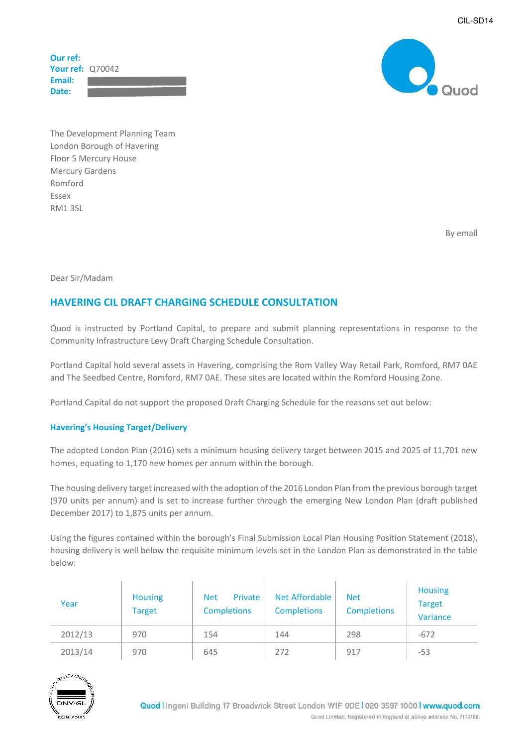CIL-SD14

**Our ref:**
**Your ref:** Q70042
**Email:**
**Date:**

The Development Planning Team
London Borough of Havering
Floor 5 Mercury House
Mercury Gardens
Romford
Essex
RM1 3SL

By email

Dear Sir/Madam

## HAVERING CIL DRAFT CHARGING SCHEDULE CONSULTATION

Quod is instructed by Portland Capital, to prepare and submit planning representations in response to the Community Infrastructure Levy Draft Charging Schedule Consultation.

Portland Capital hold several assets in Havering, comprising the Rom Valley Way Retail Park, Romford, RM7 0AE and The Seedbed Centre, Romford, RM7 0AE. These sites are located within the Romford Housing Zone.

Portland Capital do not support the proposed Draft Charging Schedule for the reasons set out below:

### Havering's Housing Target/Delivery

The adopted London Plan (2016) sets a minimum housing delivery target between 2015 and 2025 of 11,701 new homes, equating to 1,170 new homes per annum within the borough.

The housing delivery target increased with the adoption of the 2016 London Plan from the previous borough target (970 units per annum) and is set to increase further through the emerging New London Plan (draft published December 2017) to 1,875 units per annum.

Using the figures contained within the borough's Final Submission Local Plan Housing Position Statement (2018), housing delivery is well below the requisite minimum levels set in the London Plan as demonstrated in the table below:

| Year | Housing Target | Net Private Completions | Net Affordable Completions | Net Completions | Housing Target Variance |
|---|---|---|---|---|---|
| 2012/13 | 970 | 154 | 144 | 298 | -672 |
| 2013/14 | 970 | 645 | 272 | 917 | -53 |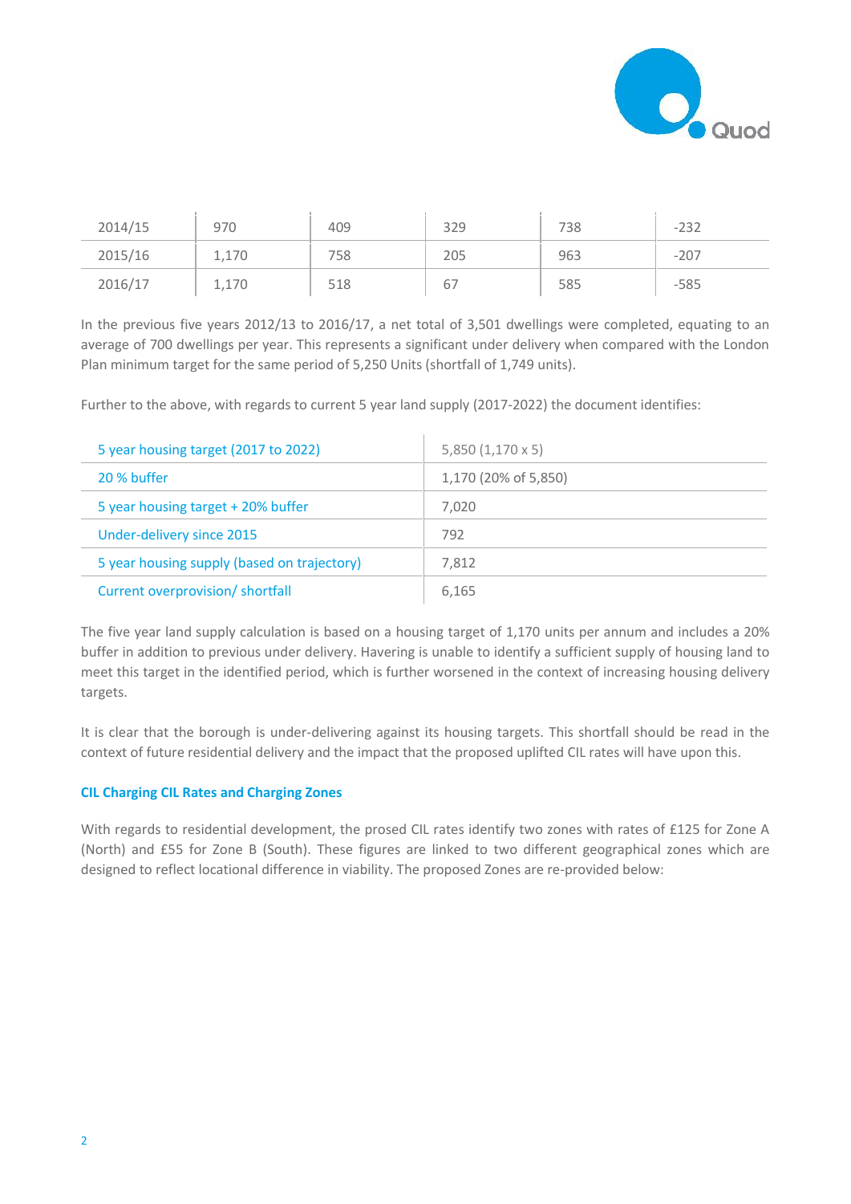| 2014/15 | 970 | 409 | 329 | 738 | -232 |
|---|---|---|---|---|---|
| 2015/16 | 1,170 | 758 | 205 | 963 | -207 |
| 2016/17 | 1,170 | 518 | 67 | 585 | -585 |

In the previous five years 2012/13 to 2016/17, a net total of 3,501 dwellings were completed, equating to an average of 700 dwellings per year. This represents a significant under delivery when compared with the London Plan minimum target for the same period of 5,250 Units (shortfall of 1,749 units).

Further to the above, with regards to current 5 year land supply (2017-2022) the document identifies:

| 5 year housing target (2017 to 2022) | 5,850 (1,170 x 5) |
|---|---|
| 20 % buffer | 1,170 (20% of 5,850) |
| 5 year housing target + 20% buffer | 7,020 |
| Under-delivery since 2015 | 792 |
| 5 year housing supply (based on trajectory) | 7,812 |
| Current overprovision/ shortfall | 6,165 |

The five year land supply calculation is based on a housing target of 1,170 units per annum and includes a 20% buffer in addition to previous under delivery. Havering is unable to identify a sufficient supply of housing land to meet this target in the identified period, which is further worsened in the context of increasing housing delivery targets.

It is clear that the borough is under-delivering against its housing targets. This shortfall should be read in the context of future residential delivery and the impact that the proposed uplifted CIL rates will have upon this.

### CIL Charging CIL Rates and Charging Zones

With regards to residential development, the prosed CIL rates identify two zones with rates of £125 for Zone A (North) and £55 for Zone B (South). These figures are linked to two different geographical zones which are designed to reflect locational difference in viability. The proposed Zones are re-provided below: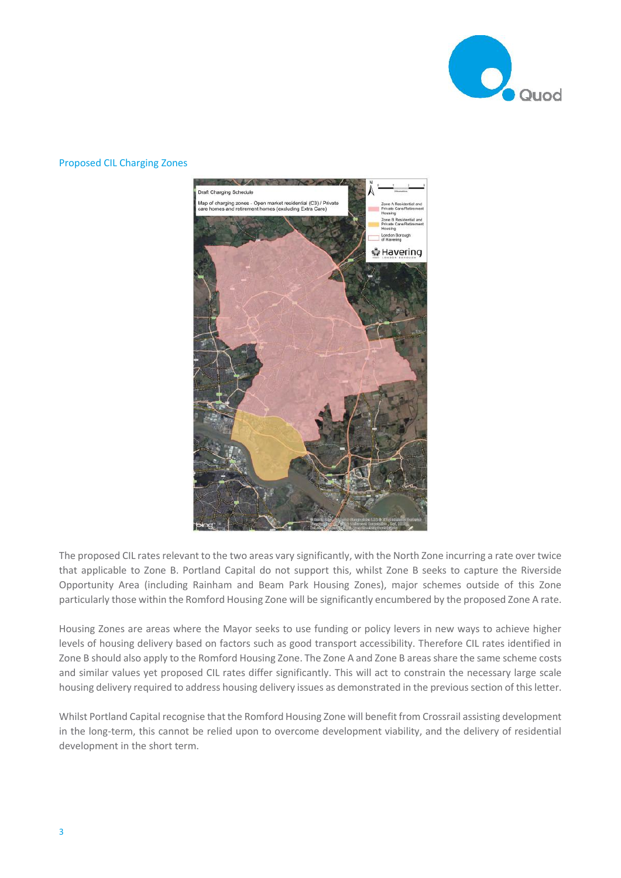## Proposed CIL Charging Zones

The proposed CIL rates relevant to the two areas vary significantly, with the North Zone incurring a rate over twice that applicable to Zone B. Portland Capital do not support this, whilst Zone B seeks to capture the Riverside Opportunity Area (including Rainham and Beam Park Housing Zones), major schemes outside of this Zone particularly those within the Romford Housing Zone will be significantly encumbered by the proposed Zone A rate.

Housing Zones are areas where the Mayor seeks to use funding or policy levers in new ways to achieve higher levels of housing delivery based on factors such as good transport accessibility. Therefore CIL rates identified in Zone B should also apply to the Romford Housing Zone. The Zone A and Zone B areas share the same scheme costs and similar values yet proposed CIL rates differ significantly. This will act to constrain the necessary large scale housing delivery required to address housing delivery issues as demonstrated in the previous section of this letter.

Whilst Portland Capital recognise that the Romford Housing Zone will benefit from Crossrail assisting development in the long-term, this cannot be relied upon to overcome development viability, and the delivery of residential development in the short term.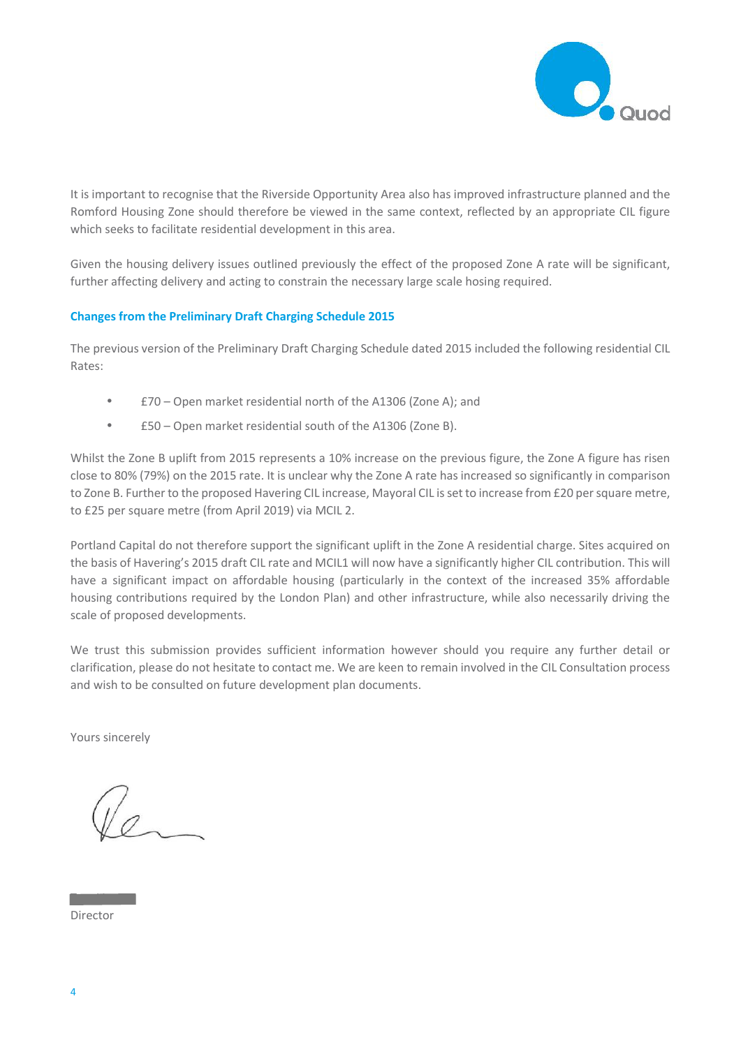It is important to recognise that the Riverside Opportunity Area also has improved infrastructure planned and the Romford Housing Zone should therefore be viewed in the same context, reflected by an appropriate CIL figure which seeks to facilitate residential development in this area.

Given the housing delivery issues outlined previously the effect of the proposed Zone A rate will be significant, further affecting delivery and acting to constrain the necessary large scale hosing required.

### Changes from the Preliminary Draft Charging Schedule 2015

The previous version of the Preliminary Draft Charging Schedule dated 2015 included the following residential CIL Rates:

- £70 – Open market residential north of the A1306 (Zone A); and
- £50 – Open market residential south of the A1306 (Zone B).

Whilst the Zone B uplift from 2015 represents a 10% increase on the previous figure, the Zone A figure has risen close to 80% (79%) on the 2015 rate. It is unclear why the Zone A rate has increased so significantly in comparison to Zone B. Further to the proposed Havering CIL increase, Mayoral CIL is set to increase from £20 per square metre, to £25 per square metre (from April 2019) via MCIL 2.

Portland Capital do not therefore support the significant uplift in the Zone A residential charge. Sites acquired on the basis of Havering's 2015 draft CIL rate and MCIL1 will now have a significantly higher CIL contribution. This will have a significant impact on affordable housing (particularly in the context of the increased 35% affordable housing contributions required by the London Plan) and other infrastructure, while also necessarily driving the scale of proposed developments.

We trust this submission provides sufficient information however should you require any further detail or clarification, please do not hesitate to contact me. We are keen to remain involved in the CIL Consultation process and wish to be consulted on future development plan documents.

Yours sincerely

Director